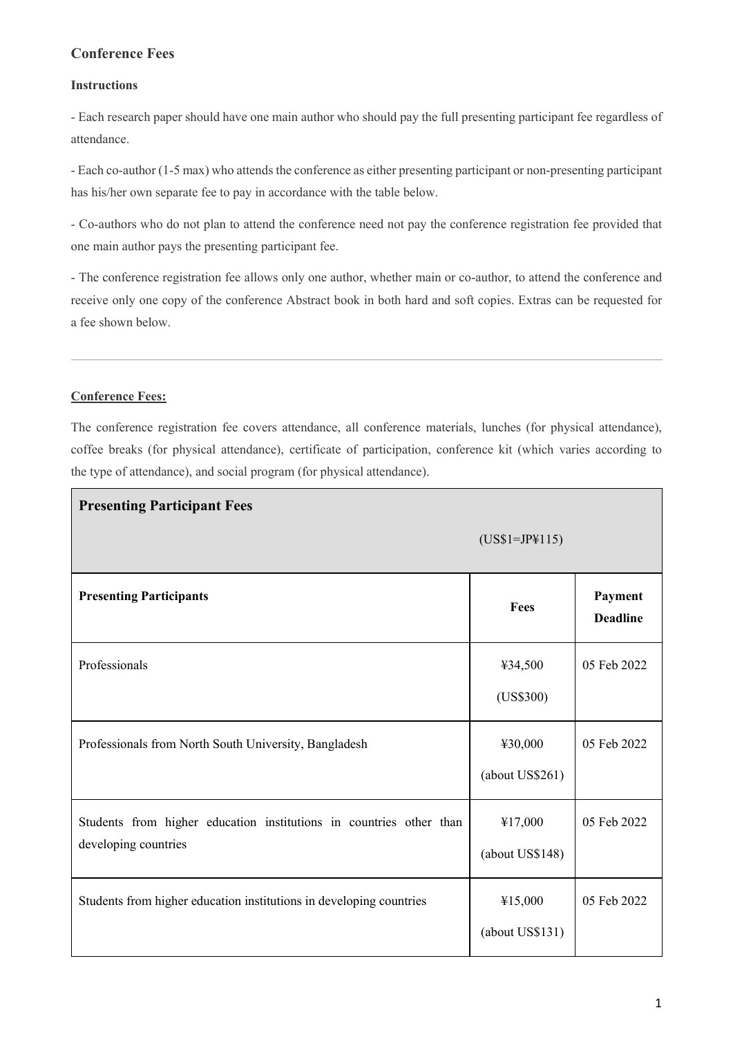## Conference Fees

### Instructions

- Each research paper should have one main author who should pay the full presenting participant fee regardless of attendance.

- Each co-author (1-5 max) who attends the conference as either presenting participant or non-presenting participant has his/her own separate fee to pay in accordance with the table below.

- Co-authors who do not plan to attend the conference need not pay the conference registration fee provided that one main author pays the presenting participant fee.

- The conference registration fee allows only one author, whether main or co-author, to attend the conference and receive only one copy of the conference Abstract book in both hard and soft copies. Extras can be requested for a fee shown below.

---

### Conference Fees:

The conference registration fee covers attendance, all conference materials, lunches (for physical attendance), coffee breaks (for physical attendance), certificate of participation, conference kit (which varies according to the type of attendance), and social program (for physical attendance).

| **Presenting Participant Fees** (US$1=JP¥115) | | |
|---|---|---|
| **Presenting Participants** | **Fees** | **Payment Deadline** |
| Professionals | ¥34,500 (US$300) | 05 Feb 2022 |
| Professionals from North South University, Bangladesh | ¥30,000 (about US$261) | 05 Feb 2022 |
| Students from higher education institutions in countries other than developing countries | ¥17,000 (about US$148) | 05 Feb 2022 |
| Students from higher education institutions in developing countries | ¥15,000 (about US$131) | 05 Feb 2022 |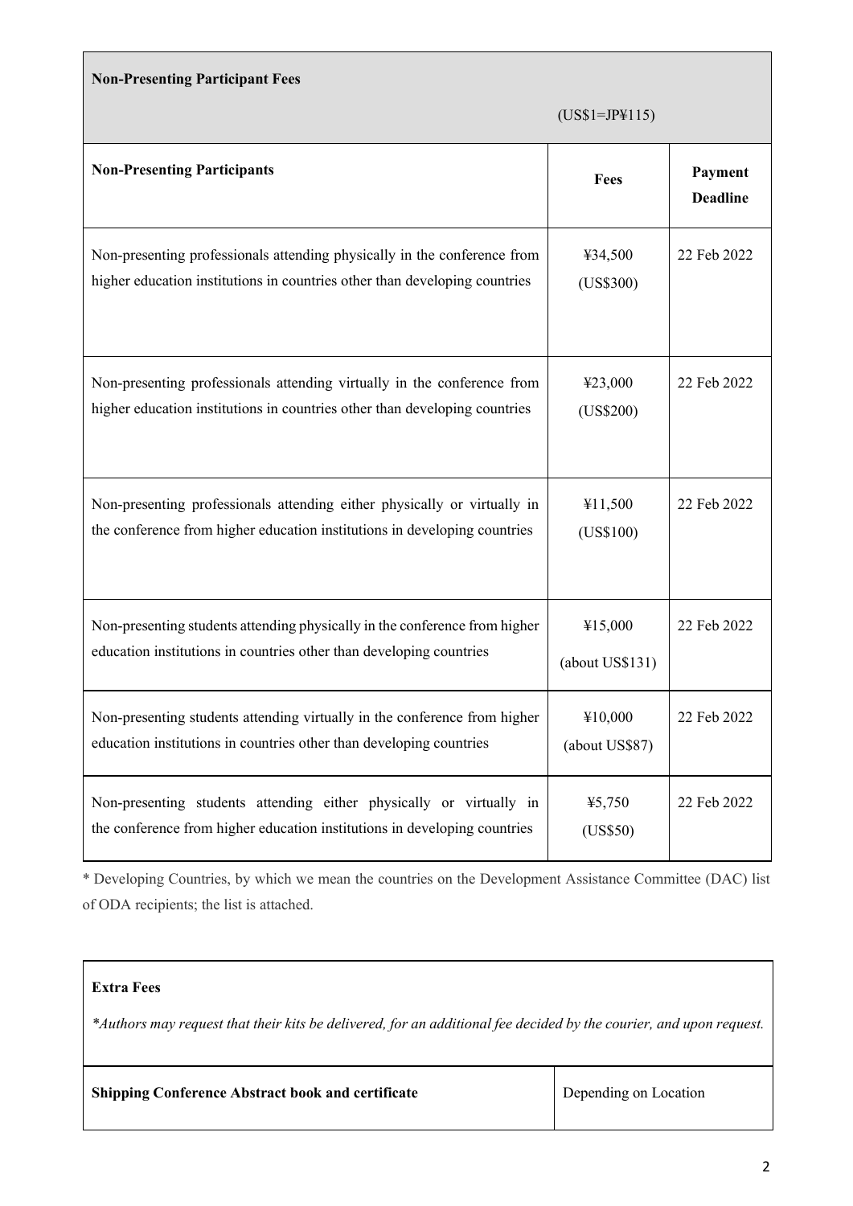| Non-Presenting Participant Fees | (US$1=JP¥115) | |
|---|---|---|
| **Non-Presenting Participants** | **Fees** | **Payment Deadline** |
| Non-presenting professionals attending physically in the conference from higher education institutions in countries other than developing countries | ¥34,500 (US$300) | 22 Feb 2022 |
| Non-presenting professionals attending virtually in the conference from higher education institutions in countries other than developing countries | ¥23,000 (US$200) | 22 Feb 2022 |
| Non-presenting professionals attending either physically or virtually in the conference from higher education institutions in developing countries | ¥11,500 (US$100) | 22 Feb 2022 |
| Non-presenting students attending physically in the conference from higher education institutions in countries other than developing countries | ¥15,000 (about US$131) | 22 Feb 2022 |
| Non-presenting students attending virtually in the conference from higher education institutions in countries other than developing countries | ¥10,000 (about US$87) | 22 Feb 2022 |
| Non-presenting students attending either physically or virtually in the conference from higher education institutions in developing countries | ¥5,750 (US$50) | 22 Feb 2022 |

* Developing Countries, by which we mean the countries on the Development Assistance Committee (DAC) list of ODA recipients; the list is attached.

| **Extra Fees** *Authors may request that their kits be delivered, for an additional fee decided by the courier, and upon request.* | |
|---|---|
| **Shipping Conference Abstract book and certificate** | Depending on Location |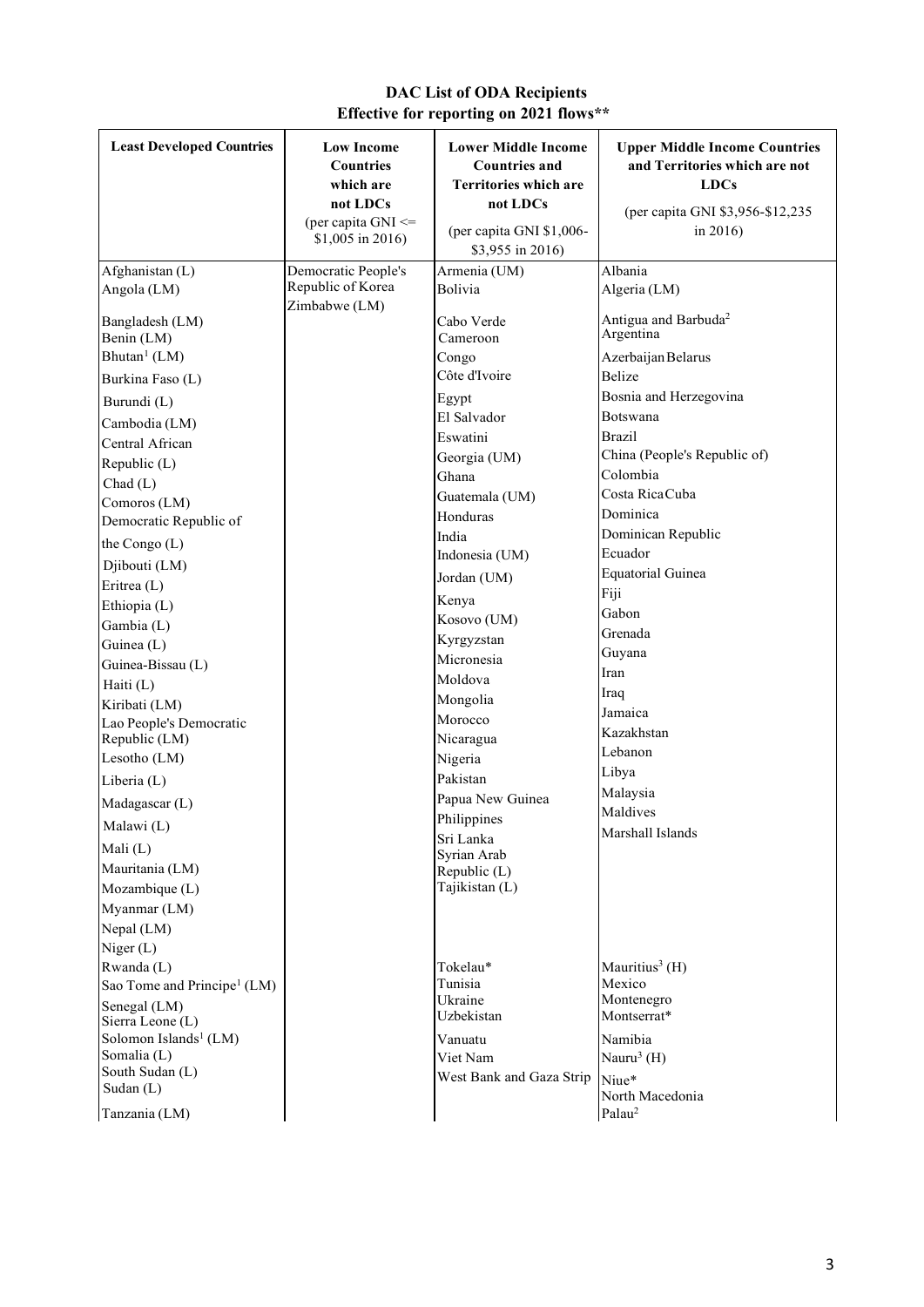**DAC List of ODA Recipients**
**Effective for reporting on 2021 flows****

| Least Developed Countries | Low Income Countries which are not LDCs (per capita GNI <= $1,005 in 2016) | Lower Middle Income Countries and Territories which are not LDCs (per capita GNI $1,006-$3,955 in 2016) | Upper Middle Income Countries and Territories which are not LDCs (per capita GNI $3,956-$12,235 in 2016) |
|---|---|---|---|
| Afghanistan (L) | Democratic People's Republic of Korea | Armenia (UM) | Albania |
| Angola (LM) | Zimbabwe (LM) | Bolivia | Algeria (LM) |
| Bangladesh (LM) | | Cabo Verde | Antigua and Barbuda[2] |
| Benin (LM) | | Cameroon | Argentina |
| Bhutan[1] (LM) | | Congo | Azerbaijan |
| Burkina Faso (L) | | Côte d'Ivoire | Belarus |
| Burundi (L) | | Egypt | Belize |
| Cambodia (LM) | | El Salvador | Bosnia and Herzegovina |
| Central African Republic (L) | | Eswatini | Botswana |
| Chad (L) | | Georgia (UM) | Brazil |
| Comoros (LM) | | Ghana | China (People's Republic of) |
| Democratic Republic of the Congo (L) | | Guatemala (UM) | Colombia |
| Djibouti (LM) | | Honduras | Costa Rica |
| Eritrea (L) | | India | Cuba |
| Ethiopia (L) | | Indonesia (UM) | Dominica |
| Gambia (L) | | Jordan (UM) | Dominican Republic |
| Guinea (L) | | Kenya | Ecuador |
| Guinea-Bissau (L) | | Kosovo (UM) | Equatorial Guinea |
| Haiti (L) | | Kyrgyzstan | Fiji |
| Kiribati (LM) | | Micronesia | Gabon |
| Lao People's Democratic Republic (LM) | | Moldova | Grenada |
| Lesotho (LM) | | Mongolia | Guyana |
| Liberia (L) | | Morocco | Iran |
| Madagascar (L) | | Nicaragua | Iraq |
| Malawi (L) | | Nigeria | Jamaica |
| Mali (L) | | Pakistan | Kazakhstan |
| Mauritania (LM) | | Papua New Guinea | Lebanon |
| Mozambique (L) | | Philippines | Libya |
| Myanmar (LM) | | Sri Lanka | Malaysia |
| Nepal (LM) | | Syrian Arab Republic (L) | Maldives |
| Niger (L) | | Tajikistan (L) | Marshall Islands |
| Rwanda (L) | | Tokelau* | Mauritius[3] (H) |
| Sao Tome and Principe[1] (LM) | | Tunisia | Mexico |
| Senegal (LM) | | Ukraine | Montenegro |
| Sierra Leone (L) | | Uzbekistan | Montserrat* |
| Solomon Islands[1] (LM) | | Vanuatu | Namibia |
| Somalia (L) | | Viet Nam | Nauru[3] (H) |
| South Sudan (L) | | West Bank and Gaza Strip | Niue* |
| Sudan (L) | | | North Macedonia |
| Tanzania (LM) | | | Palau[2] |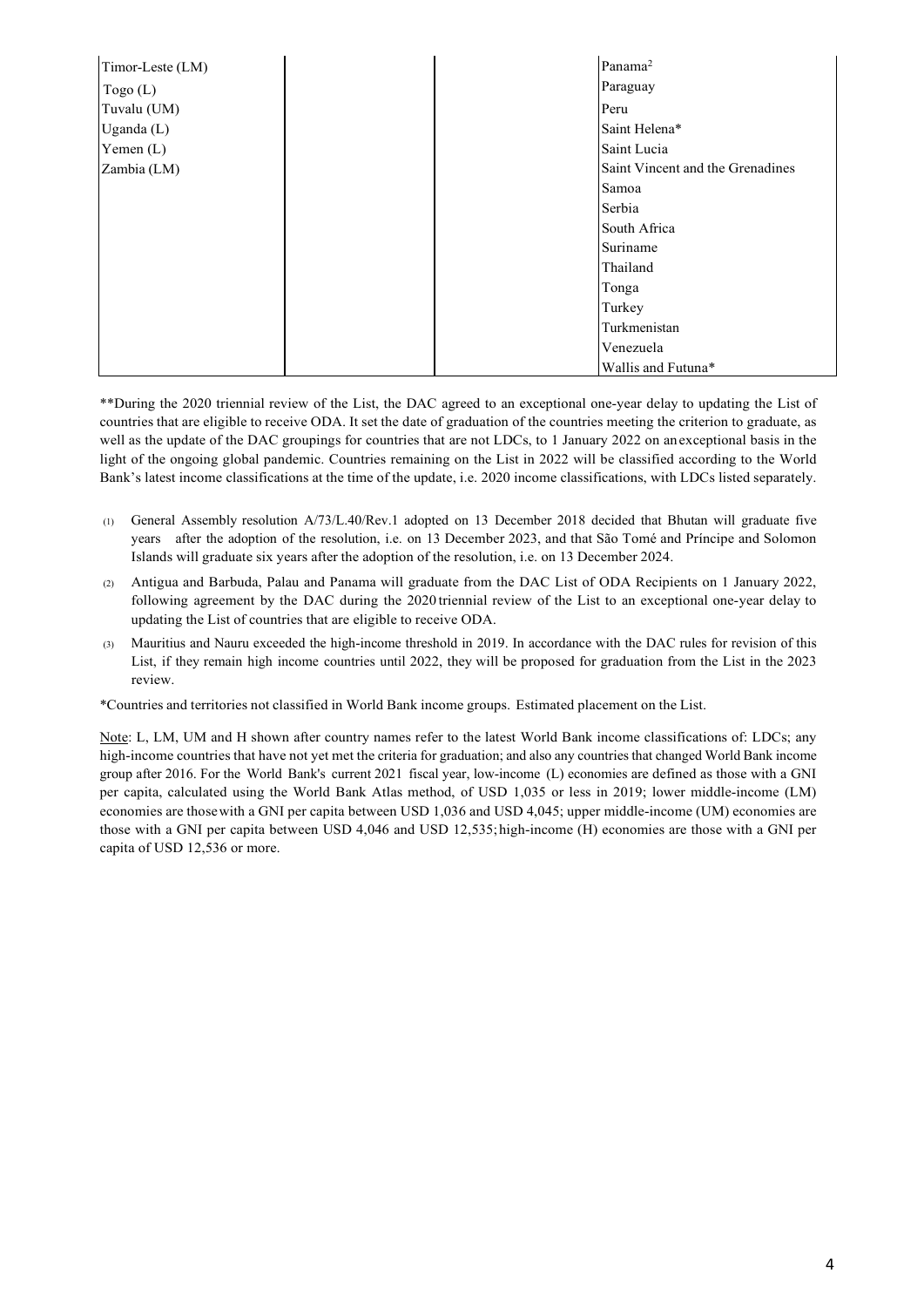| | | | |
|---|---|---|---|
| Timor-Leste (LM) | | | Panama[2] |
| Togo (L) | | | Paraguay |
| Tuvalu (UM) | | | Peru |
| Uganda (L) | | | Saint Helena* |
| Yemen (L) | | | Saint Lucia |
| Zambia (LM) | | | Saint Vincent and the Grenadines |
| | | | Samoa |
| | | | Serbia |
| | | | South Africa |
| | | | Suriname |
| | | | Thailand |
| | | | Tonga |
| | | | Turkey |
| | | | Turkmenistan |
| | | | Venezuela |
| | | | Wallis and Futuna* |

**During the 2020 triennial review of the List, the DAC agreed to an exceptional one-year delay to updating the List of countries that are eligible to receive ODA. It set the date of graduation of the countries meeting the criterion to graduate, as well as the update of the DAC groupings for countries that are not LDCs, to 1 January 2022 on an exceptional basis in the light of the ongoing global pandemic. Countries remaining on the List in 2022 will be classified according to the World Bank's latest income classifications at the time of the update, i.e. 2020 income classifications, with LDCs listed separately.

(1) General Assembly resolution A/73/L.40/Rev.1 adopted on 13 December 2018 decided that Bhutan will graduate five years after the adoption of the resolution, i.e. on 13 December 2023, and that São Tomé and Príncipe and Solomon Islands will graduate six years after the adoption of the resolution, i.e. on 13 December 2024.

(2) Antigua and Barbuda, Palau and Panama will graduate from the DAC List of ODA Recipients on 1 January 2022, following agreement by the DAC during the 2020 triennial review of the List to an exceptional one-year delay to updating the List of countries that are eligible to receive ODA.

(3) Mauritius and Nauru exceeded the high-income threshold in 2019. In accordance with the DAC rules for revision of this List, if they remain high income countries until 2022, they will be proposed for graduation from the List in the 2023 review.

*Countries and territories not classified in World Bank income groups. Estimated placement on the List.

Note: L, LM, UM and H shown after country names refer to the latest World Bank income classifications of: LDCs; any high-income countries that have not yet met the criteria for graduation; and also any countries that changed World Bank income group after 2016. For the World Bank's current 2021 fiscal year, low-income (L) economies are defined as those with a GNI per capita, calculated using the World Bank Atlas method, of USD 1,035 or less in 2019; lower middle-income (LM) economies are those with a GNI per capita between USD 1,036 and USD 4,045; upper middle-income (UM) economies are those with a GNI per capita between USD 4,046 and USD 12,535; high-income (H) economies are those with a GNI per capita of USD 12,536 or more.